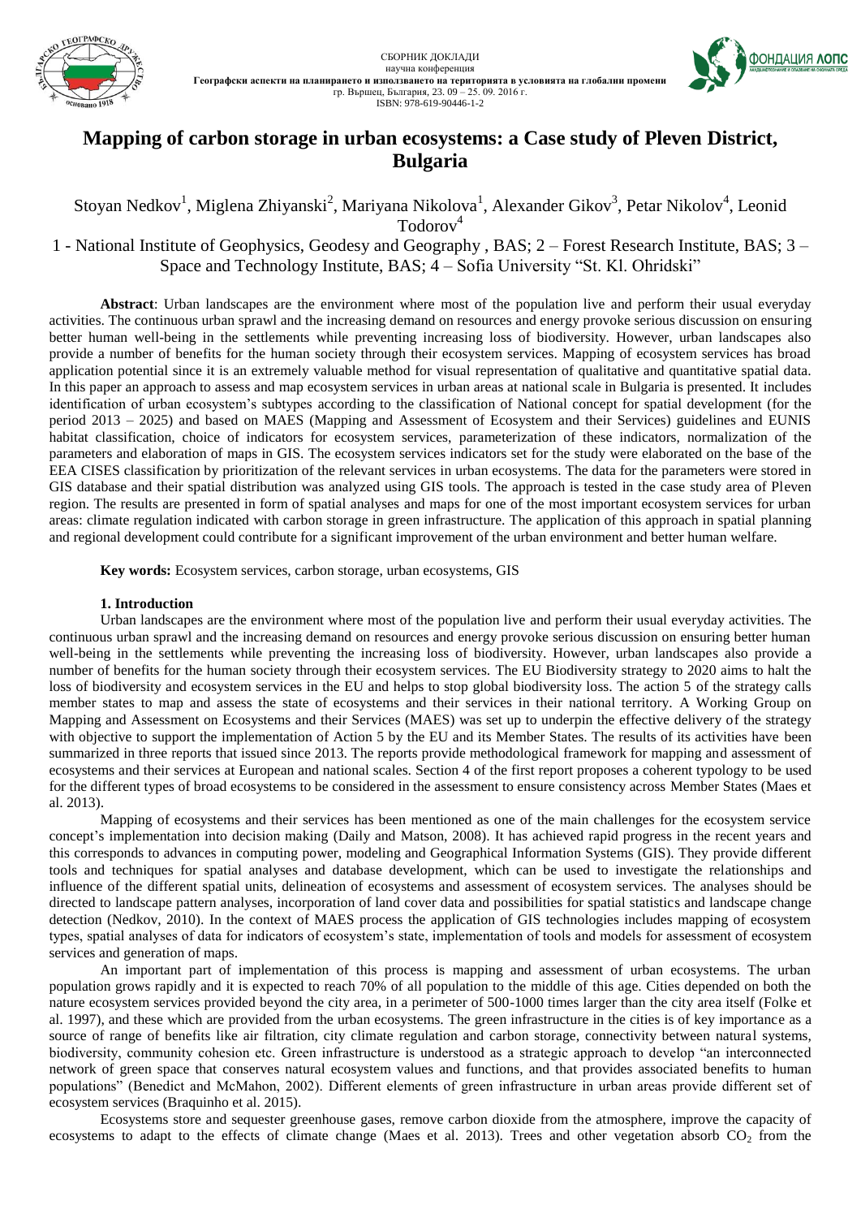# Mapping of carbon storage in urban ecosystems: a Case study of Pleven District, Bulgaria

Stoyan Nedkov[1], Miglena Zhiyanski[2], Mariyana Nikolova[1], Alexander Gikov[3], Petar Nikolov[4], Leonid Todorov[4]

1 - National Institute of Geophysics, Geodesy and Geography , BAS; 2 – Forest Research Institute, BAS; 3 – Space and Technology Institute, BAS; 4 – Sofia University "St. Kl. Ohridski"

**Abstract**: Urban landscapes are the environment where most of the population live and perform their usual everyday activities. The continuous urban sprawl and the increasing demand on resources and energy provoke serious discussion on ensuring better human well-being in the settlements while preventing increasing loss of biodiversity. However, urban landscapes also provide a number of benefits for the human society through their ecosystem services. Mapping of ecosystem services has broad application potential since it is an extremely valuable method for visual representation of qualitative and quantitative spatial data. In this paper an approach to assess and map ecosystem services in urban areas at national scale in Bulgaria is presented. It includes identification of urban ecosystem's subtypes according to the classification of National concept for spatial development (for the period 2013 – 2025) and based on MAES (Mapping and Assessment of Ecosystem and their Services) guidelines and EUNIS habitat classification, choice of indicators for ecosystem services, parameterization of these indicators, normalization of the parameters and elaboration of maps in GIS. The ecosystem services indicators set for the study were elaborated on the base of the EEA CISES classification by prioritization of the relevant services in urban ecosystems. The data for the parameters were stored in GIS database and their spatial distribution was analyzed using GIS tools. The approach is tested in the case study area of Pleven region. The results are presented in form of spatial analyses and maps for one of the most important ecosystem services for urban areas: climate regulation indicated with carbon storage in green infrastructure. The application of this approach in spatial planning and regional development could contribute for a significant improvement of the urban environment and better human welfare.

**Key words:** Ecosystem services, carbon storage, urban ecosystems, GIS

## 1. Introduction

Urban landscapes are the environment where most of the population live and perform their usual everyday activities. The continuous urban sprawl and the increasing demand on resources and energy provoke serious discussion on ensuring better human well-being in the settlements while preventing the increasing loss of biodiversity. However, urban landscapes also provide a number of benefits for the human society through their ecosystem services. The EU Biodiversity strategy to 2020 aims to halt the loss of biodiversity and ecosystem services in the EU and helps to stop global biodiversity loss. The action 5 of the strategy calls member states to map and assess the state of ecosystems and their services in their national territory. A Working Group on Mapping and Assessment on Ecosystems and their Services (MAES) was set up to underpin the effective delivery of the strategy with objective to support the implementation of Action 5 by the EU and its Member States. The results of its activities have been summarized in three reports that issued since 2013. The reports provide methodological framework for mapping and assessment of ecosystems and their services at European and national scales. Section 4 of the first report proposes a coherent typology to be used for the different types of broad ecosystems to be considered in the assessment to ensure consistency across Member States (Maes et al. 2013).

Mapping of ecosystems and their services has been mentioned as one of the main challenges for the ecosystem service concept's implementation into decision making (Daily and Matson, 2008). It has achieved rapid progress in the recent years and this corresponds to advances in computing power, modeling and Geographical Information Systems (GIS). They provide different tools and techniques for spatial analyses and database development, which can be used to investigate the relationships and influence of the different spatial units, delineation of ecosystems and assessment of ecosystem services. The analyses should be directed to landscape pattern analyses, incorporation of land cover data and possibilities for spatial statistics and landscape change detection (Nedkov, 2010). In the context of MAES process the application of GIS technologies includes mapping of ecosystem types, spatial analyses of data for indicators of ecosystem's state, implementation of tools and models for assessment of ecosystem services and generation of maps.

An important part of implementation of this process is mapping and assessment of urban ecosystems. The urban population grows rapidly and it is expected to reach 70% of all population to the middle of this age. Cities depended on both the nature ecosystem services provided beyond the city area, in a perimeter of 500-1000 times larger than the city area itself (Folke et al. 1997), and these which are provided from the urban ecosystems. The green infrastructure in the cities is of key importance as a source of range of benefits like air filtration, city climate regulation and carbon storage, connectivity between natural systems, biodiversity, community cohesion etc. Green infrastructure is understood as a strategic approach to develop "an interconnected network of green space that conserves natural ecosystem values and functions, and that provides associated benefits to human populations" (Benedict and McMahon, 2002). Different elements of green infrastructure in urban areas provide different set of ecosystem services (Braquinho et al. 2015).

Ecosystems store and sequester greenhouse gases, remove carbon dioxide from the atmosphere, improve the capacity of ecosystems to adapt to the effects of climate change (Maes et al. 2013). Trees and other vegetation absorb $CO_2$ from the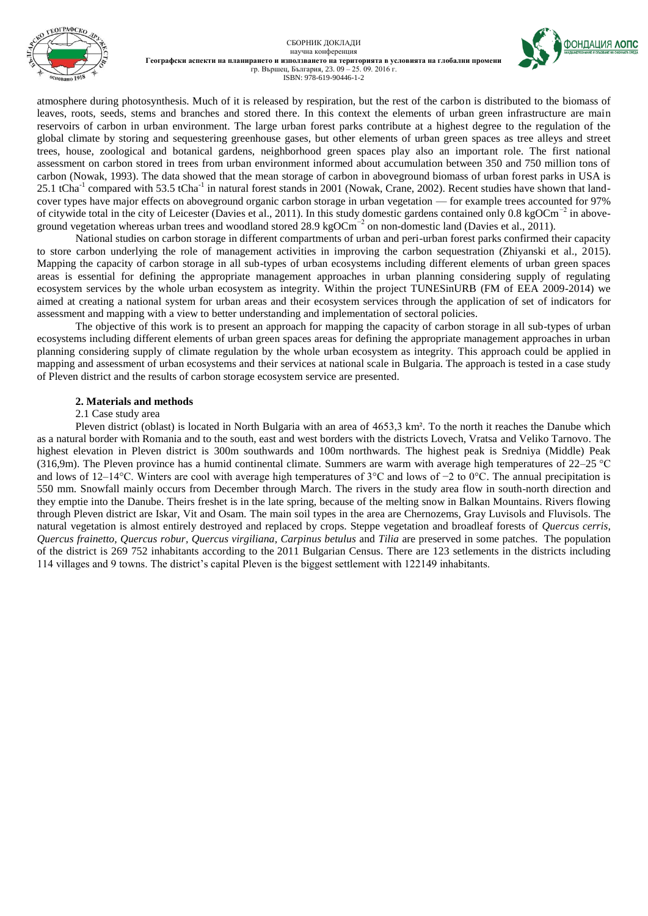atmosphere during photosynthesis. Much of it is released by respiration, but the rest of the carbon is distributed to the biomass of leaves, roots, seeds, stems and branches and stored there. In this context the elements of urban green infrastructure are main reservoirs of carbon in urban environment. The large urban forest parks contribute at a highest degree to the regulation of the global climate by storing and sequestering greenhouse gases, but other elements of urban green spaces as tree alleys and street trees, house, zoological and botanical gardens, neighborhood green spaces play also an important role. The first national assessment on carbon stored in trees from urban environment informed about accumulation between 350 and 750 million tons of carbon (Nowak, 1993). The data showed that the mean storage of carbon in aboveground biomass of urban forest parks in USA is 25.1 $tCha^{-1}$ compared with 53.5 $tCha^{-1}$ in natural forest stands in 2001 (Nowak, Crane, 2002). Recent studies have shown that land-cover types have major effects on aboveground organic carbon storage in urban vegetation — for example trees accounted for 97% of citywide total in the city of Leicester (Davies et al., 2011). In this study domestic gardens contained only 0.8 $kgOCm^{-2}$ in above-ground vegetation whereas urban trees and woodland stored 28.9 $kgOCm^{-2}$ on non-domestic land (Davies et al., 2011).

National studies on carbon storage in different compartments of urban and peri-urban forest parks confirmed their capacity to store carbon underlying the role of management activities in improving the carbon sequestration (Zhiyanski et al., 2015). Mapping the capacity of carbon storage in all sub-types of urban ecosystems including different elements of urban green spaces areas is essential for defining the appropriate management approaches in urban planning considering supply of regulating ecosystem services by the whole urban ecosystem as integrity. Within the project TUNESinURB (FM of EEA 2009-2014) we aimed at creating a national system for urban areas and their ecosystem services through the application of set of indicators for assessment and mapping with a view to better understanding and implementation of sectoral policies.

The objective of this work is to present an approach for mapping the capacity of carbon storage in all sub-types of urban ecosystems including different elements of urban green spaces areas for defining the appropriate management approaches in urban planning considering supply of climate regulation by the whole urban ecosystem as integrity. This approach could be applied in mapping and assessment of urban ecosystems and their services at national scale in Bulgaria. The approach is tested in a case study of Pleven district and the results of carbon storage ecosystem service are presented.

## 2. Materials and methods

### 2.1 Case study area

Pleven district (oblast) is located in North Bulgaria with an area of 4653,3 km². To the north it reaches the Danube which as a natural border with Romania and to the south, east and west borders with the districts Lovech, Vratsa and Veliko Tarnovo. The highest elevation in Pleven district is 300m southwards and 100m northwards. The highest peak is Sredniya (Middle) Peak (316,9m). The Pleven province has a humid continental climate. Summers are warm with average high temperatures of 22–25 °C and lows of 12–14°C. Winters are cool with average high temperatures of 3°C and lows of −2 to 0°C. The annual precipitation is 550 mm. Snowfall mainly occurs from December through March. The rivers in the study area flow in south-north direction and they emptie into the Danube. Theirs freshet is in the late spring, because of the melting snow in Balkan Mountains. Rivers flowing through Pleven district are Iskar, Vit and Osam. The main soil types in the area are Chernozems, Gray Luvisols and Fluvisols. The natural vegetation is almost entirely destroyed and replaced by crops. Steppe vegetation and broadleaf forests of *Quercus cerris, Quercus frainetto, Quercus robur, Quercus virgiliana, Carpinus betulus* and *Tilia* are preserved in some patches. The population of the district is 269 752 inhabitants according to the 2011 Bulgarian Census. There are 123 setlements in the districts including 114 villages and 9 towns. The district's capital Pleven is the biggest settlement with 122149 inhabitants.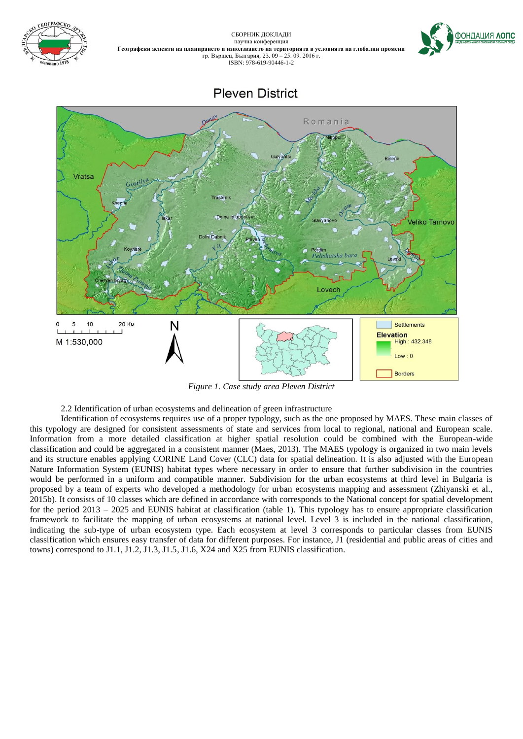*Figure 1. Case study area Pleven District*

2.2 Identification of urban ecosystems and delineation of green infrastructure

Identification of ecosystems requires use of a proper typology, such as the one proposed by MAES. These main classes of this typology are designed for consistent assessments of state and services from local to regional, national and European scale. Information from a more detailed classification at higher spatial resolution could be combined with the European-wide classification and could be aggregated in a consistent manner (Maes, 2013). The MAES typology is organized in two main levels and its structure enables applying CORINE Land Cover (CLC) data for spatial delineation. It is also adjusted with the European Nature Information System (EUNIS) habitat types where necessary in order to ensure that further subdivision in the countries would be performed in a uniform and compatible manner. Subdivision for the urban ecosystems at third level in Bulgaria is proposed by a team of experts who developed a methodology for urban ecosystems mapping and assessment (Zhiyanski et al., 2015b). It consists of 10 classes which are defined in accordance with corresponds to the National concept for spatial development for the period 2013 – 2025 and EUNIS habitat at classification (table 1). This typology has to ensure appropriate classification framework to facilitate the mapping of urban ecosystems at national level. Level 3 is included in the national classification, indicating the sub-type of urban ecosystem type. Each ecosystem at level 3 corresponds to particular classes from EUNIS classification which ensures easy transfer of data for different purposes. For instance, J1 (residential and public areas of cities and towns) correspond to J1.1, J1.2, J1.3, J1.5, J1.6, X24 and X25 from EUNIS classification.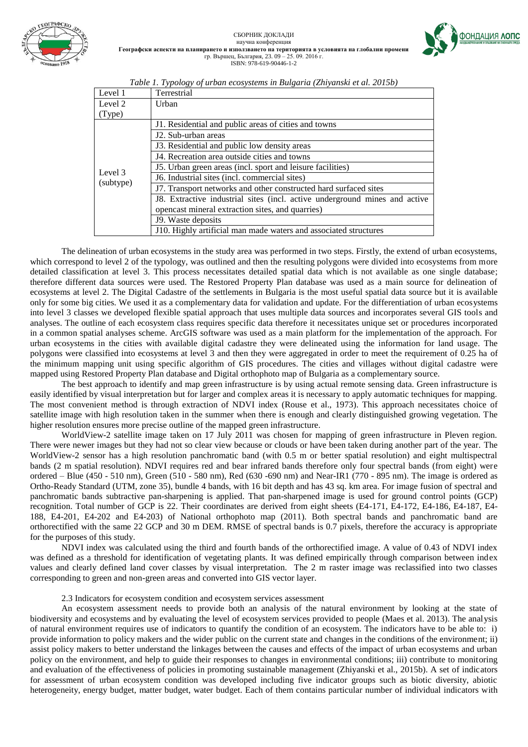*Table 1. Typology of urban ecosystems in Bulgaria (Zhiyanski et al. 2015b)*

| Level 1 | Terrestrial |
|---|---|
| Level 2 (Type) | Urban |
| Level 3 (subtype) | J1. Residential and public areas of cities and towns |
| | J2. Sub-urban areas |
| | J3. Residential and public low density areas |
| | J4. Recreation area outside cities and towns |
| | J5. Urban green areas (incl. sport and leisure facilities) |
| | J6. Industrial sites (incl. commercial sites) |
| | J7. Transport networks and other constructed hard surfaced sites |
| | J8. Extractive industrial sites (incl. active underground mines and active opencast mineral extraction sites, and quarries) |
| | J9. Waste deposits |
| | J10. Highly artificial man made waters and associated structures |

The delineation of urban ecosystems in the study area was performed in two steps. Firstly, the extend of urban ecosystems, which correspond to level 2 of the typology, was outlined and then the resulting polygons were divided into ecosystems from more detailed classification at level 3. This process necessitates detailed spatial data which is not available as one single database; therefore different data sources were used. The Restored Property Plan database was used as a main source for delineation of ecosystems at level 2. The Digital Cadastre of the settlements in Bulgaria is the most useful spatial data source but it is available only for some big cities. We used it as a complementary data for validation and update. For the differentiation of urban ecosystems into level 3 classes we developed flexible spatial approach that uses multiple data sources and incorporates several GIS tools and analyses. The outline of each ecosystem class requires specific data therefore it necessitates unique set or procedures incorporated in a common spatial analyses scheme. ArcGIS software was used as a main platform for the implementation of the approach. For urban ecosystems in the cities with available digital cadastre they were delineated using the information for land usage. The polygons were classified into ecosystems at level 3 and then they were aggregated in order to meet the requirement of 0.25 ha of the minimum mapping unit using specific algorithm of GIS procedures. The cities and villages without digital cadastre were mapped using Restored Property Plan database and Digital orthophoto map of Bulgaria as a complementary source.

The best approach to identify and map green infrastructure is by using actual remote sensing data. Green infrastructure is easily identified by visual interpretation but for larger and complex areas it is necessary to apply automatic techniques for mapping. The most convenient method is through extraction of NDVI index (Rouse et al., 1973). This approach necessitates choice of satellite image with high resolution taken in the summer when there is enough and clearly distinguished growing vegetation. The higher resolution ensures more precise outline of the mapped green infrastructure.

WorldView-2 satellite image taken on 17 July 2011 was chosen for mapping of green infrastructure in Pleven region. There were newer images but they had not so clear view because or clouds or have been taken during another part of the year. The WorldView-2 sensor has a high resolution panchromatic band (with 0.5 m or better spatial resolution) and eight multispectral bands (2 m spatial resolution). NDVI requires red and bear infrared bands therefore only four spectral bands (from eight) were ordered – Blue (450 - 510 nm), Green (510 - 580 nm), Red (630 -690 nm) and Near-IR1 (770 - 895 nm). The image is ordered as Ortho-Ready Standard (UTM, zone 35), bundle 4 bands, with 16 bit depth and has 43 sq. km area. For image fusion of spectral and panchromatic bands subtractive pan-sharpening is applied. That pan-sharpened image is used for ground control points (GCP) recognition. Total number of GCP is 22. Their coordinates are derived from eight sheets (E4-171, E4-172, E4-186, E4-187, E4-188, E4-201, E4-202 and E4-203) of National orthophoto map (2011). Both spectral bands and panchromatic band are orthorectified with the same 22 GCP and 30 m DEM. RMSE of spectral bands is 0.7 pixels, therefore the accuracy is appropriate for the purposes of this study.

NDVI index was calculated using the third and fourth bands of the orthorectified image. A value of 0.43 of NDVI index was defined as a threshold for identification of vegetating plants. It was defined empirically through comparison between index values and clearly defined land cover classes by visual interpretation. The 2 m raster image was reclassified into two classes corresponding to green and non-green areas and converted into GIS vector layer.

### 2.3 Indicators for ecosystem condition and ecosystem services assessment

An ecosystem assessment needs to provide both an analysis of the natural environment by looking at the state of biodiversity and ecosystems and by evaluating the level of ecosystem services provided to people (Maes et al. 2013). The analysis of natural environment requires use of indicators to quantify the condition of an ecosystem. The indicators have to be able to: i) provide information to policy makers and the wider public on the current state and changes in the conditions of the environment; ii) assist policy makers to better understand the linkages between the causes and effects of the impact of urban ecosystems and urban policy on the environment, and help to guide their responses to changes in environmental conditions; iii) contribute to monitoring and evaluation of the effectiveness of policies in promoting sustainable management (Zhiyanski et al., 2015b). A set of indicators for assessment of urban ecosystem condition was developed including five indicator groups such as biotic diversity, abiotic heterogeneity, energy budget, matter budget, water budget. Each of them contains particular number of individual indicators with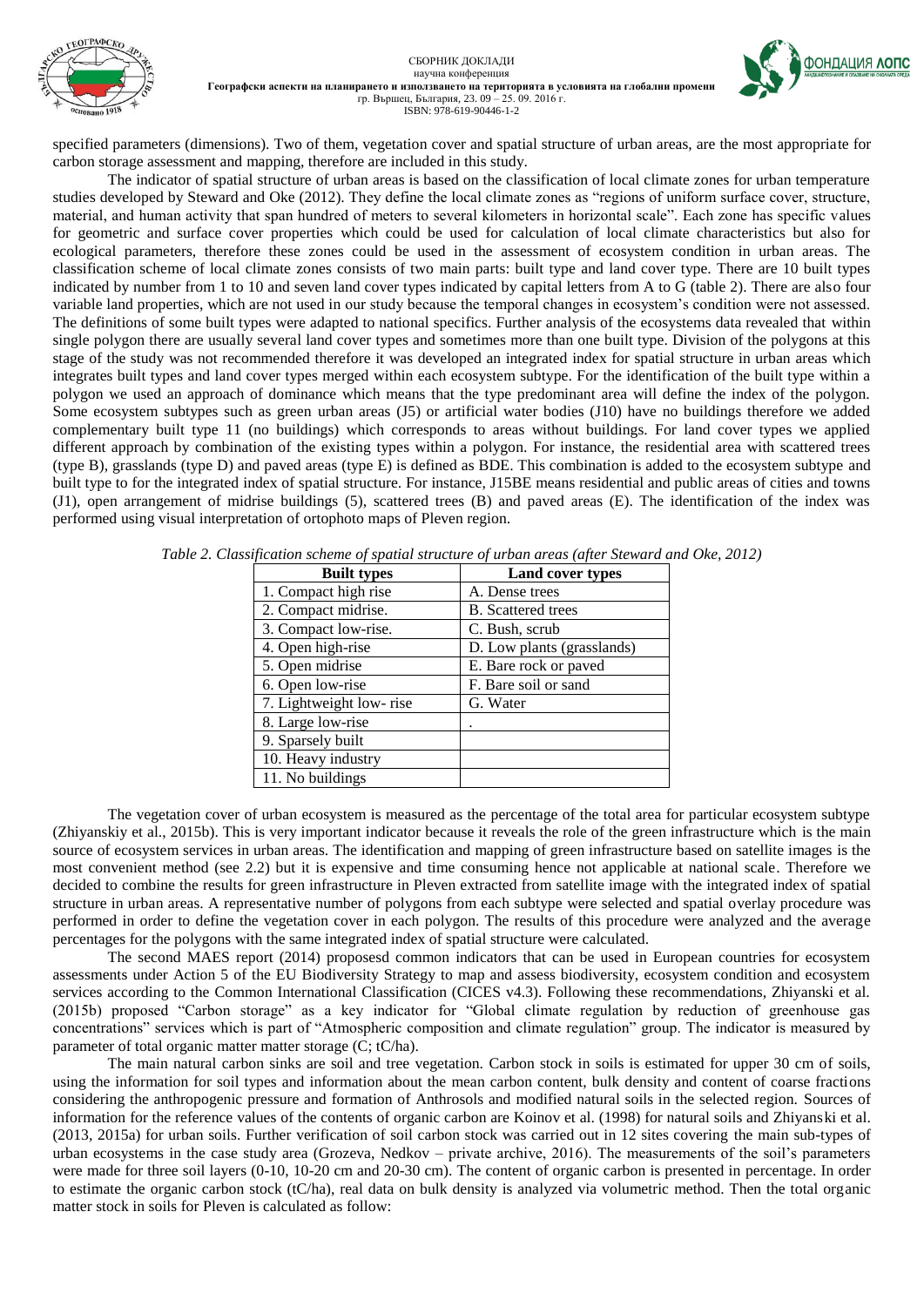specified parameters (dimensions). Two of them, vegetation cover and spatial structure of urban areas, are the most appropriate for carbon storage assessment and mapping, therefore are included in this study.

The indicator of spatial structure of urban areas is based on the classification of local climate zones for urban temperature studies developed by Steward and Oke (2012). They define the local climate zones as "regions of uniform surface cover, structure, material, and human activity that span hundred of meters to several kilometers in horizontal scale". Each zone has specific values for geometric and surface cover properties which could be used for calculation of local climate characteristics but also for ecological parameters, therefore these zones could be used in the assessment of ecosystem condition in urban areas. The classification scheme of local climate zones consists of two main parts: built type and land cover type. There are 10 built types indicated by number from 1 to 10 and seven land cover types indicated by capital letters from A to G (table 2). There are also four variable land properties, which are not used in our study because the temporal changes in ecosystem's condition were not assessed. The definitions of some built types were adapted to national specifics. Further analysis of the ecosystems data revealed that within single polygon there are usually several land cover types and sometimes more than one built type. Division of the polygons at this stage of the study was not recommended therefore it was developed an integrated index for spatial structure in urban areas which integrates built types and land cover types merged within each ecosystem subtype. For the identification of the built type within a polygon we used an approach of dominance which means that the type predominant area will define the index of the polygon. Some ecosystem subtypes such as green urban areas (J5) or artificial water bodies (J10) have no buildings therefore we added complementary built type 11 (no buildings) which corresponds to areas without buildings. For land cover types we applied different approach by combination of the existing types within a polygon. For instance, the residential area with scattered trees (type B), grasslands (type D) and paved areas (type E) is defined as BDE. This combination is added to the ecosystem subtype and built type to for the integrated index of spatial structure. For instance, J15BE means residential and public areas of cities and towns (J1), open arrangement of midrise buildings (5), scattered trees (B) and paved areas (E). The identification of the index was performed using visual interpretation of ortophoto maps of Pleven region.

*Table 2. Classification scheme of spatial structure of urban areas (after Steward and Oke, 2012)*

| Built types | Land cover types |
|---|---|
| 1. Compact high rise | A. Dense trees |
| 2. Compact midrise. | B. Scattered trees |
| 3. Compact low-rise. | C. Bush, scrub |
| 4. Open high-rise | D. Low plants (grasslands) |
| 5. Open midrise | E. Bare rock or paved |
| 6. Open low-rise | F. Bare soil or sand |
| 7. Lightweight low- rise | G. Water |
| 8. Large low-rise | . |
| 9. Sparsely built | |
| 10. Heavy industry | |
| 11. No buildings | |

The vegetation cover of urban ecosystem is measured as the percentage of the total area for particular ecosystem subtype (Zhiyanskiy et al., 2015b). This is very important indicator because it reveals the role of the green infrastructure which is the main source of ecosystem services in urban areas. The identification and mapping of green infrastructure based on satellite images is the most convenient method (see 2.2) but it is expensive and time consuming hence not applicable at national scale. Therefore we decided to combine the results for green infrastructure in Pleven extracted from satellite image with the integrated index of spatial structure in urban areas. A representative number of polygons from each subtype were selected and spatial overlay procedure was performed in order to define the vegetation cover in each polygon. The results of this procedure were analyzed and the average percentages for the polygons with the same integrated index of spatial structure were calculated.

The second MAES report (2014) proposesd common indicators that can be used in European countries for ecosystem assessments under Action 5 of the EU Biodiversity Strategy to map and assess biodiversity, ecosystem condition and ecosystem services according to the Common International Classification (CICES v4.3). Following these recommendations, Zhiyanski et al. (2015b) proposed "Carbon storage" as a key indicator for "Global climate regulation by reduction of greenhouse gas concentrations" services which is part of "Atmospheric composition and climate regulation" group. The indicator is measured by parameter of total organic matter matter storage (C; tC/ha).

The main natural carbon sinks are soil and tree vegetation. Carbon stock in soils is estimated for upper 30 cm of soils, using the information for soil types and information about the mean carbon content, bulk density and content of coarse fractions considering the anthropogenic pressure and formation of Anthrosols and modified natural soils in the selected region. Sources of information for the reference values of the contents of organic carbon are Koinov et al. (1998) for natural soils and Zhiyanski et al. (2013, 2015a) for urban soils. Further verification of soil carbon stock was carried out in 12 sites covering the main sub-types of urban ecosystems in the case study area (Grozeva, Nedkov – private archive, 2016). The measurements of the soil's parameters were made for three soil layers (0-10, 10-20 cm and 20-30 cm). The content of organic carbon is presented in percentage. In order to estimate the organic carbon stock (tC/ha), real data on bulk density is analyzed via volumetric method. Then the total organic matter stock in soils for Pleven is calculated as follow: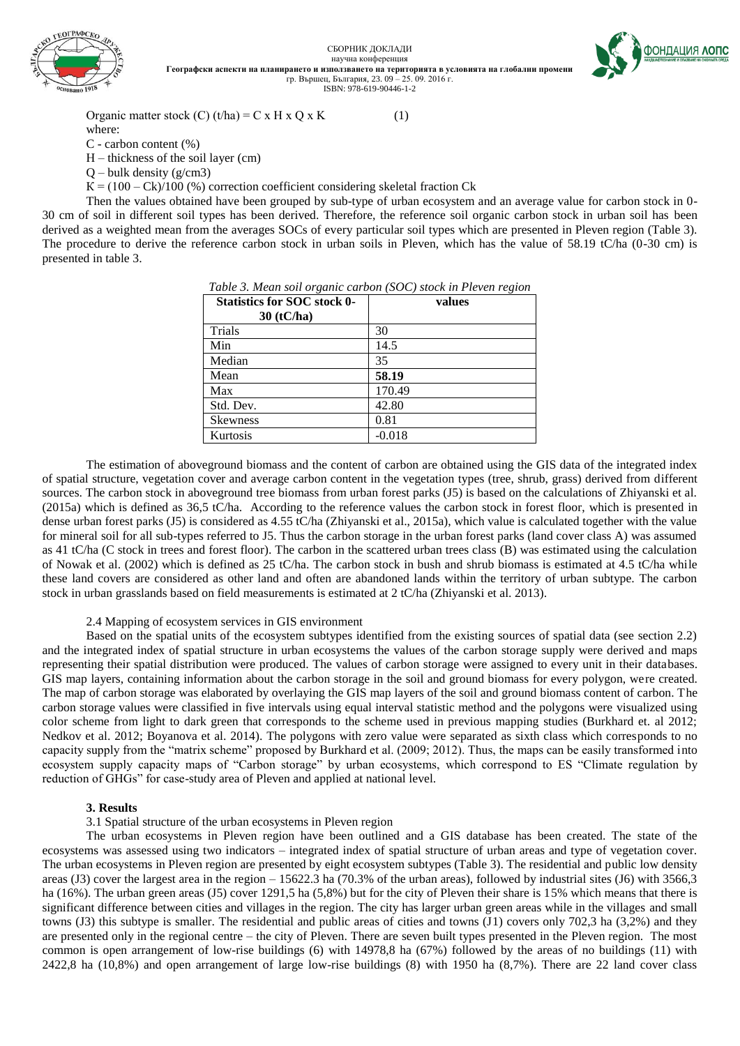Organic matter stock (C) (t/ha) = C x H x Q x K (1)

where:

C - carbon content (%)

H – thickness of the soil layer (cm)

Q – bulk density (g/cm3)

K = (100 – Ck)/100 (%) correction coefficient considering skeletal fraction Ck

Then the values obtained have been grouped by sub-type of urban ecosystem and an average value for carbon stock in 0-30 cm of soil in different soil types has been derived. Therefore, the reference soil organic carbon stock in urban soil has been derived as a weighted mean from the averages SOCs of every particular soil types which are presented in Pleven region (Table 3). The procedure to derive the reference carbon stock in urban soils in Pleven, which has the value of 58.19 tC/ha (0-30 cm) is presented in table 3.

*Table 3. Mean soil organic carbon (SOC) stock in Pleven region*

| Statistics for SOC stock 0-30 (tC/ha) | values |
| --- | --- |
| Trials | 30 |
| Min | 14.5 |
| Median | 35 |
| Mean | **58.19** |
| Max | 170.49 |
| Std. Dev. | 42.80 |
| Skewness | 0.81 |
| Kurtosis | -0.018 |

The estimation of aboveground biomass and the content of carbon are obtained using the GIS data of the integrated index of spatial structure, vegetation cover and average carbon content in the vegetation types (tree, shrub, grass) derived from different sources. The carbon stock in aboveground tree biomass from urban forest parks (J5) is based on the calculations of Zhiyanski et al. (2015a) which is defined as 36,5 tC/ha. According to the reference values the carbon stock in forest floor, which is presented in dense urban forest parks (J5) is considered as 4.55 tC/ha (Zhiyanski et al., 2015a), which value is calculated together with the value for mineral soil for all sub-types referred to J5. Thus the carbon storage in the urban forest parks (land cover class A) was assumed as 41 tC/ha (C stock in trees and forest floor). The carbon in the scattered urban trees class (B) was estimated using the calculation of Nowak et al. (2002) which is defined as 25 tC/ha. The carbon stock in bush and shrub biomass is estimated at 4.5 tC/ha while these land covers are considered as other land and often are abandoned lands within the territory of urban subtype. The carbon stock in urban grasslands based on field measurements is estimated at 2 tC/ha (Zhiyanski et al. 2013).

2.4 Mapping of ecosystem services in GIS environment

Based on the spatial units of the ecosystem subtypes identified from the existing sources of spatial data (see section 2.2) and the integrated index of spatial structure in urban ecosystems the values of the carbon storage supply were derived and maps representing their spatial distribution were produced. The values of carbon storage were assigned to every unit in their databases. GIS map layers, containing information about the carbon storage in the soil and ground biomass for every polygon, were created. The map of carbon storage was elaborated by overlaying the GIS map layers of the soil and ground biomass content of carbon. The carbon storage values were classified in five intervals using equal interval statistic method and the polygons were visualized using color scheme from light to dark green that corresponds to the scheme used in previous mapping studies (Burkhard et. al 2012; Nedkov et al. 2012; Boyanova et al. 2014). The polygons with zero value were separated as sixth class which corresponds to no capacity supply from the "matrix scheme" proposed by Burkhard et al. (2009; 2012). Thus, the maps can be easily transformed into ecosystem supply capacity maps of "Carbon storage" by urban ecosystems, which correspond to ES "Climate regulation by reduction of GHGs" for case-study area of Pleven and applied at national level.

## 3. Results

3.1 Spatial structure of the urban ecosystems in Pleven region

The urban ecosystems in Pleven region have been outlined and a GIS database has been created. The state of the ecosystems was assessed using two indicators – integrated index of spatial structure of urban areas and type of vegetation cover. The urban ecosystems in Pleven region are presented by eight ecosystem subtypes (Table 3). The residential and public low density areas (J3) cover the largest area in the region – 15622.3 ha (70.3% of the urban areas), followed by industrial sites (J6) with 3566,3 ha (16%). The urban green areas (J5) cover 1291,5 ha (5,8%) but for the city of Pleven their share is 15% which means that there is significant difference between cities and villages in the region. The city has larger urban green areas while in the villages and small towns (J3) this subtype is smaller. The residential and public areas of cities and towns (J1) covers only 702,3 ha (3,2%) and they are presented only in the regional centre – the city of Pleven. There are seven built types presented in the Pleven region. The most common is open arrangement of low-rise buildings (6) with 14978,8 ha (67%) followed by the areas of no buildings (11) with 2422,8 ha (10,8%) and open arrangement of large low-rise buildings (8) with 1950 ha (8,7%). There are 22 land cover class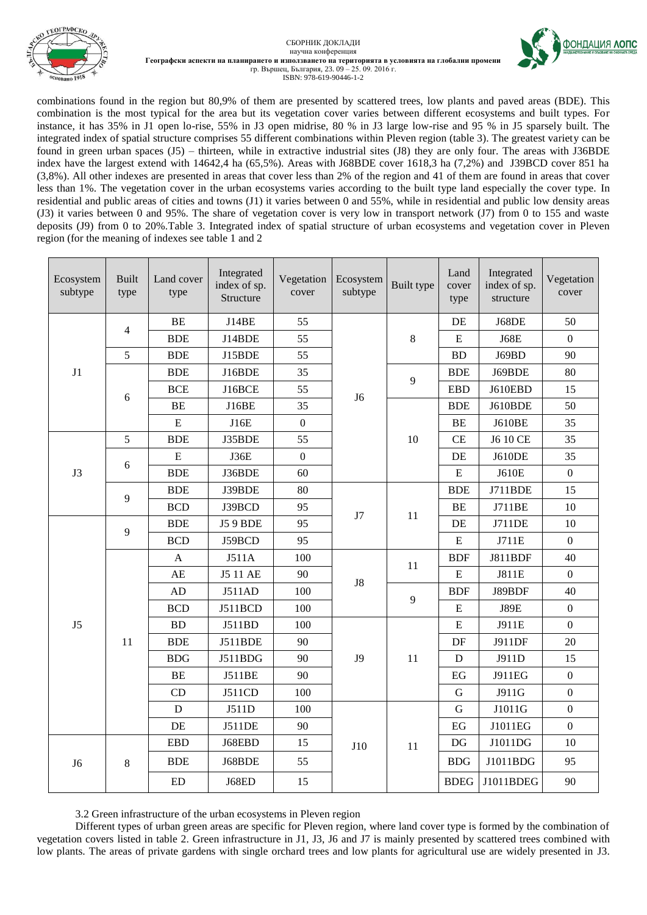combinations found in the region but 80,9% of them are presented by scattered trees, low plants and paved areas (BDE). This combination is the most typical for the area but its vegetation cover varies between different ecosystems and built types. For instance, it has 35% in J1 open lo-rise, 55% in J3 open midrise, 80 % in J3 large low-rise and 95 % in J5 sparsely built. The integrated index of spatial structure comprises 55 different combinations within Pleven region (table 3). The greatest variety can be found in green urban spaces (J5) – thirteen, while in extractive industrial sites (J8) they are only four. The areas with J36BDE index have the largest extend with 14642,4 ha (65,5%). Areas with J68BDE cover 1618,3 ha (7,2%) and J39BCD cover 851 ha (3,8%). All other indexes are presented in areas that cover less than 2% of the region and 41 of them are found in areas that cover less than 1%. The vegetation cover in the urban ecosystems varies according to the built type land especially the cover type. In residential and public areas of cities and towns (J1) it varies between 0 and 55%, while in residential and public low density areas (J3) it varies between 0 and 95%. The share of vegetation cover is very low in transport network (J7) from 0 to 155 and waste deposits (J9) from 0 to 20%.Table 3. Integrated index of spatial structure of urban ecosystems and vegetation cover in Pleven region (for the meaning of indexes see table 1 and 2

| Ecosystem subtype | Built type | Land cover type | Integrated index of sp. Structure | Vegetation cover | Ecosystem subtype | Built type | Land cover type | Integrated index of sp. structure | Vegetation cover |
|---|---|---|---|---|---|---|---|---|---|
| J1 | 4 | BE | J14BE | 55 | J6 | 8 | DE | J68DE | 50 |
| | | BDE | J14BDE | 55 | | | E | J68E | 0 |
| | 5 | BDE | J15BDE | 55 | | | BD | J69BD | 90 |
| | 6 | BDE | J16BDE | 35 | | 9 | BDE | J69BDE | 80 |
| | | BCE | J16BCE | 55 | | | EBD | J610EBD | 15 |
| | | BE | J16BE | 35 | | 10 | BDE | J610BDE | 50 |
| | | E | J16E | 0 | | | BE | J610BE | 35 |
| J3 | 5 | BDE | J35BDE | 55 | | | CE | J6 10 CE | 35 |
| | 6 | E | J36E | 0 | | | DE | J610DE | 35 |
| | | BDE | J36BDE | 60 | | | E | J610E | 0 |
| | 9 | BDE | J39BDE | 80 | J7 | 11 | BDE | J711BDE | 15 |
| | | BCD | J39BCD | 95 | | | BE | J711BE | 10 |
| J5 | 9 | BDE | J5 9 BDE | 95 | | | DE | J711DE | 10 |
| | | BCD | J59BCD | 95 | | | E | J711E | 0 |
| | 11 | A | J511A | 100 | J8 | 11 | BDF | J811BDF | 40 |
| | | AE | J5 11 AE | 90 | | | E | J811E | 0 |
| | | AD | J511AD | 100 | | 9 | BDF | J89BDF | 40 |
| | | BCD | J511BCD | 100 | | | E | J89E | 0 |
| | | BD | J511BD | 100 | J9 | 11 | E | J911E | 0 |
| | | BDE | J511BDE | 90 | | | DF | J911DF | 20 |
| | | BDG | J511BDG | 90 | | | D | J911D | 15 |
| | | BE | J511BE | 90 | | | EG | J911EG | 0 |
| | | CD | J511CD | 100 | | | G | J911G | 0 |
| | | D | J511D | 100 | J10 | 11 | G | J1011G | 0 |
| | | DE | J511DE | 90 | | | EG | J1011EG | 0 |
| J6 | 8 | EBD | J68EBD | 15 | | | DG | J1011DG | 10 |
| | | BDE | J68BDE | 55 | | | BDG | J1011BDG | 95 |
| | | ED | J68ED | 15 | | | BDEG | J1011BDEG | 90 |

3.2 Green infrastructure of the urban ecosystems in Pleven region

Different types of urban green areas are specific for Pleven region, where land cover type is formed by the combination of vegetation covers listed in table 2. Green infrastructure in J1, J3, J6 and J7 is mainly presented by scattered trees combined with low plants. The areas of private gardens with single orchard trees and low plants for agricultural use are widely presented in J3.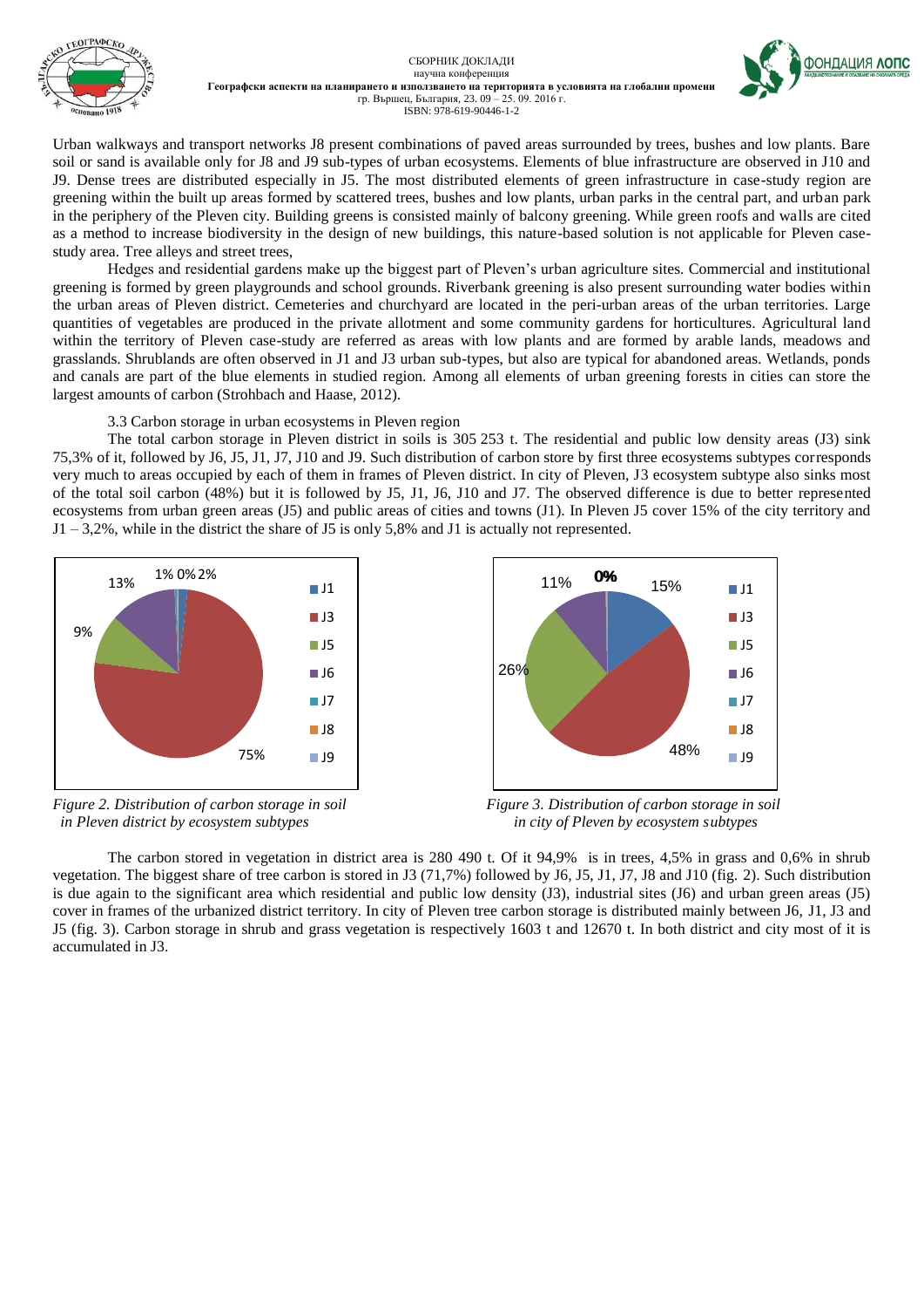Urban walkways and transport networks J8 present combinations of paved areas surrounded by trees, bushes and low plants. Bare soil or sand is available only for J8 and J9 sub-types of urban ecosystems. Elements of blue infrastructure are observed in J10 and J9. Dense trees are distributed especially in J5. The most distributed elements of green infrastructure in case-study region are greening within the built up areas formed by scattered trees, bushes and low plants, urban parks in the central part, and urban park in the periphery of the Pleven city. Building greens is consisted mainly of balcony greening. While green roofs and walls are cited as a method to increase biodiversity in the design of new buildings, this nature-based solution is not applicable for Pleven case-study area. Tree alleys and street trees,

Hedges and residential gardens make up the biggest part of Pleven's urban agriculture sites. Commercial and institutional greening is formed by green playgrounds and school grounds. Riverbank greening is also present surrounding water bodies within the urban areas of Pleven district. Cemeteries and churchyard are located in the peri-urban areas of the urban territories. Large quantities of vegetables are produced in the private allotment and some community gardens for horticultures. Agricultural land within the territory of Pleven case-study are referred as areas with low plants and are formed by arable lands, meadows and grasslands. Shrublands are often observed in J1 and J3 urban sub-types, but also are typical for abandoned areas. Wetlands, ponds and canals are part of the blue elements in studied region. Among all elements of urban greening forests in cities can store the largest amounts of carbon (Strohbach and Haase, 2012).

### 3.3 Carbon storage in urban ecosystems in Pleven region

The total carbon storage in Pleven district in soils is 305 253 t. The residential and public low density areas (J3) sink 75,3% of it, followed by J6, J5, J1, J7, J10 and J9. Such distribution of carbon store by first three ecosystems subtypes corresponds very much to areas occupied by each of them in frames of Pleven district. In city of Pleven, J3 ecosystem subtype also sinks most of the total soil carbon (48%) but it is followed by J5, J1, J6, J10 and J7. The observed difference is due to better represented ecosystems from urban green areas (J5) and public areas of cities and towns (J1). In Pleven J5 cover 15% of the city territory and J1 – 3,2%, while in the district the share of J5 is only 5,8% and J1 is actually not represented.

*Figure 2. Distribution of carbon storage in soil in Pleven district by ecosystem subtypes*

*Figure 3. Distribution of carbon storage in soil in city of Pleven by ecosystem subtypes*

The carbon stored in vegetation in district area is 280 490 t. Of it 94,9% is in trees, 4,5% in grass and 0,6% in shrub vegetation. The biggest share of tree carbon is stored in J3 (71,7%) followed by J6, J5, J1, J7, J8 and J10 (fig. 2). Such distribution is due again to the significant area which residential and public low density (J3), industrial sites (J6) and urban green areas (J5) cover in frames of the urbanized district territory. In city of Pleven tree carbon storage is distributed mainly between J6, J1, J3 and J5 (fig. 3). Carbon storage in shrub and grass vegetation is respectively 1603 t and 12670 t. In both district and city most of it is accumulated in J3.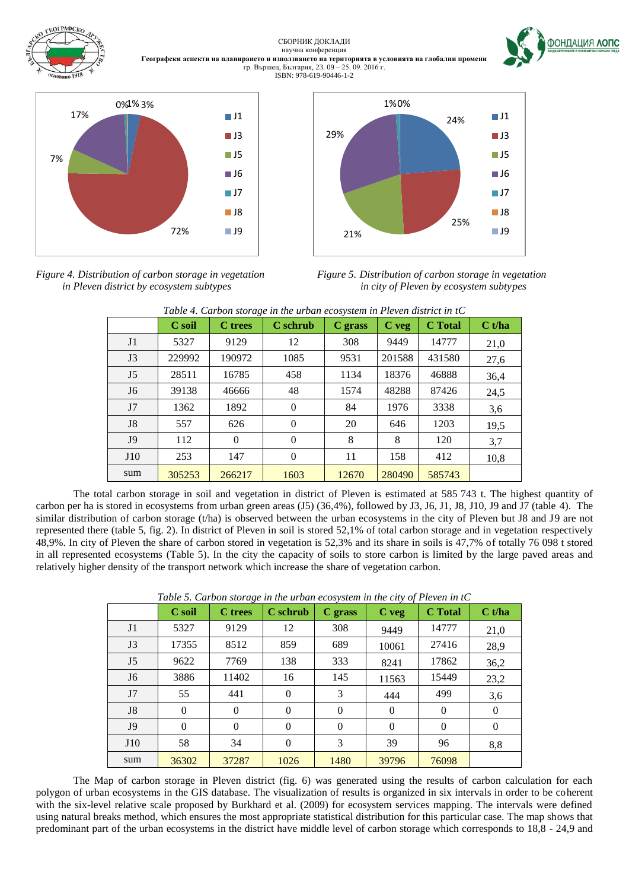*Figure 4. Distribution of carbon storage in vegetation in Pleven district by ecosystem subtypes*

*Figure 5. Distribution of carbon storage in vegetation in city of Pleven by ecosystem subtypes*

*Table 4. Carbon storage in the urban ecosystem in Pleven district in tC*

| | C soil | C trees | C schrub | C grass | C veg | C Total | C t/ha |
|---|---|---|---|---|---|---|---|
| J1 | 5327 | 9129 | 12 | 308 | 9449 | 14777 | 21,0 |
| J3 | 229992 | 190972 | 1085 | 9531 | 201588 | 431580 | 27,6 |
| J5 | 28511 | 16785 | 458 | 1134 | 18376 | 46888 | 36,4 |
| J6 | 39138 | 46666 | 48 | 1574 | 48288 | 87426 | 24,5 |
| J7 | 1362 | 1892 | 0 | 84 | 1976 | 3338 | 3,6 |
| J8 | 557 | 626 | 0 | 20 | 646 | 1203 | 19,5 |
| J9 | 112 | 0 | 0 | 8 | 8 | 120 | 3,7 |
| J10 | 253 | 147 | 0 | 11 | 158 | 412 | 10,8 |
| sum | 305253 | 266217 | 1603 | 12670 | 280490 | 585743 | |

The total carbon storage in soil and vegetation in district of Pleven is estimated at 585 743 t. The highest quantity of carbon per ha is stored in ecosystems from urban green areas (J5) (36,4%), followed by J3, J6, J1, J8, J10, J9 and J7 (table 4). The similar distribution of carbon storage (t/ha) is observed between the urban ecosystems in the city of Pleven but J8 and J9 are not represented there (table 5, fig. 2). In district of Pleven in soil is stored 52,1% of total carbon storage and in vegetation respectively 48,9%. In city of Pleven the share of carbon stored in vegetation is 52,3% and its share in soils is 47,7% of totally 76 098 t stored in all represented ecosystems (Table 5). In the city the capacity of soils to store carbon is limited by the large paved areas and relatively higher density of the transport network which increase the share of vegetation carbon.

*Table 5. Carbon storage in the urban ecosystem in the city of Pleven in tC*

| | C soil | C trees | C schrub | C grass | C veg | C Total | C t/ha |
|---|---|---|---|---|---|---|---|
| J1 | 5327 | 9129 | 12 | 308 | 9449 | 14777 | 21,0 |
| J3 | 17355 | 8512 | 859 | 689 | 10061 | 27416 | 28,9 |
| J5 | 9622 | 7769 | 138 | 333 | 8241 | 17862 | 36,2 |
| J6 | 3886 | 11402 | 16 | 145 | 11563 | 15449 | 23,2 |
| J7 | 55 | 441 | 0 | 3 | 444 | 499 | 3,6 |
| J8 | 0 | 0 | 0 | 0 | 0 | 0 | 0 |
| J9 | 0 | 0 | 0 | 0 | 0 | 0 | 0 |
| J10 | 58 | 34 | 0 | 3 | 39 | 96 | 8,8 |
| sum | 36302 | 37287 | 1026 | 1480 | 39796 | 76098 | |

The Map of carbon storage in Pleven district (fig. 6) was generated using the results of carbon calculation for each polygon of urban ecosystems in the GIS database. The visualization of results is organized in six intervals in order to be coherent with the six-level relative scale proposed by Burkhard et al. (2009) for ecosystem services mapping. The intervals were defined using natural breaks method, which ensures the most appropriate statistical distribution for this particular case. The map shows that predominant part of the urban ecosystems in the district have middle level of carbon storage which corresponds to 18,8 - 24,9 and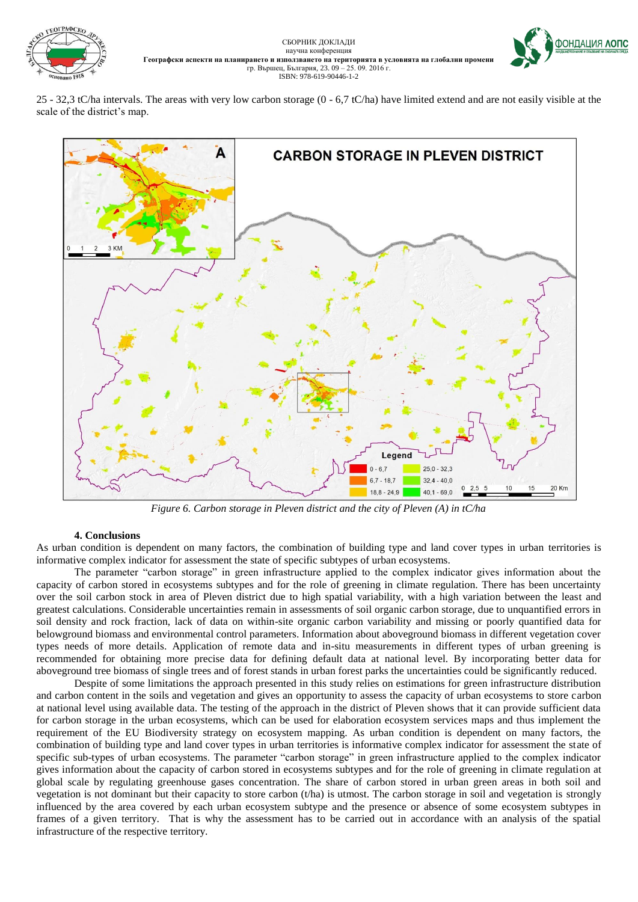25 - 32,3 tC/ha intervals. The areas with very low carbon storage (0 - 6,7 tC/ha) have limited extend and are not easily visible at the scale of the district's map.

*Figure 6. Carbon storage in Pleven district and the city of Pleven (A) in tC/ha*

#### 4. Conclusions

As urban condition is dependent on many factors, the combination of building type and land cover types in urban territories is informative complex indicator for assessment the state of specific subtypes of urban ecosystems.

The parameter "carbon storage" in green infrastructure applied to the complex indicator gives information about the capacity of carbon stored in ecosystems subtypes and for the role of greening in climate regulation. There has been uncertainty over the soil carbon stock in area of Pleven district due to high spatial variability, with a high variation between the least and greatest calculations. Considerable uncertainties remain in assessments of soil organic carbon storage, due to unquantified errors in soil density and rock fraction, lack of data on within-site organic carbon variability and missing or poorly quantified data for belowground biomass and environmental control parameters. Information about aboveground biomass in different vegetation cover types needs of more details. Application of remote data and in-situ measurements in different types of urban greening is recommended for obtaining more precise data for defining default data at national level. By incorporating better data for aboveground tree biomass of single trees and of forest stands in urban forest parks the uncertainties could be significantly reduced.

Despite of some limitations the approach presented in this study relies on estimations for green infrastructure distribution and carbon content in the soils and vegetation and gives an opportunity to assess the capacity of urban ecosystems to store carbon at national level using available data. The testing of the approach in the district of Pleven shows that it can provide sufficient data for carbon storage in the urban ecosystems, which can be used for elaboration ecosystem services maps and thus implement the requirement of the EU Biodiversity strategy on ecosystem mapping. As urban condition is dependent on many factors, the combination of building type and land cover types in urban territories is informative complex indicator for assessment the state of specific sub-types of urban ecosystems. The parameter "carbon storage" in green infrastructure applied to the complex indicator gives information about the capacity of carbon stored in ecosystems subtypes and for the role of greening in climate regulation at global scale by regulating greenhouse gases concentration. The share of carbon stored in urban green areas in both soil and vegetation is not dominant but their capacity to store carbon (t/ha) is utmost. The carbon storage in soil and vegetation is strongly influenced by the area covered by each urban ecosystem subtype and the presence or absence of some ecosystem subtypes in frames of a given territory. That is why the assessment has to be carried out in accordance with an analysis of the spatial infrastructure of the respective territory.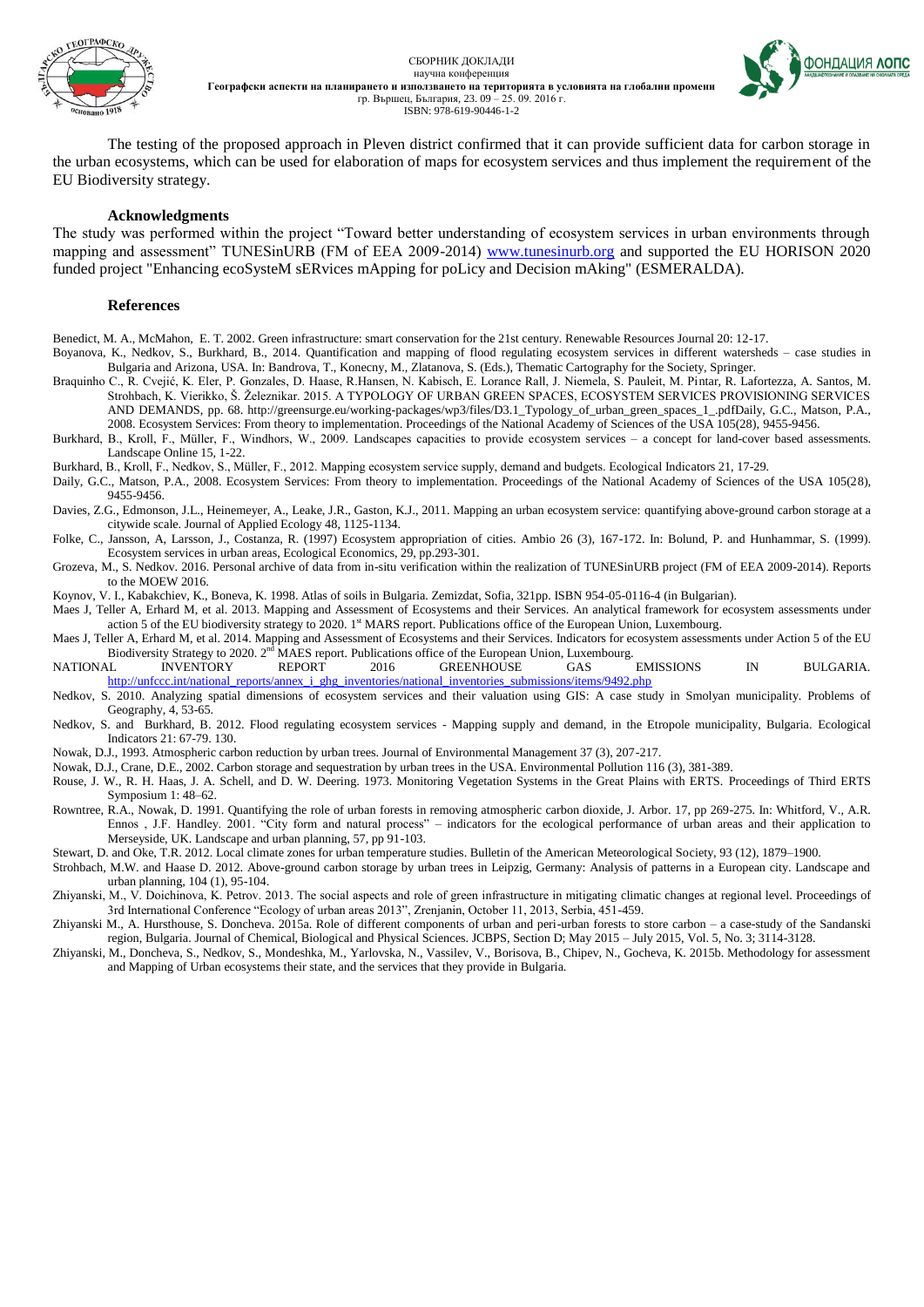The testing of the proposed approach in Pleven district confirmed that it can provide sufficient data for carbon storage in the urban ecosystems, which can be used for elaboration of maps for ecosystem services and thus implement the requirement of the EU Biodiversity strategy.

### Acknowledgments

The study was performed within the project "Toward better understanding of ecosystem services in urban environments through mapping and assessment" TUNESinURB (FM of EEA 2009-2014) www.tunesinurb.org and supported the EU HORISON 2020 funded project "Enhancing ecoSysteM sERvices mApping for poLicy and Decision mAking" (ESMERALDA).

### References

Benedict, M. A., McMahon, E. T. 2002. Green infrastructure: smart conservation for the 21st century. Renewable Resources Journal 20: 12-17.

Boyanova, K., Nedkov, S., Burkhard, B., 2014. Quantification and mapping of flood regulating ecosystem services in different watersheds – case studies in Bulgaria and Arizona, USA. In: Bandrova, T., Konecny, M., Zlatanova, S. (Eds.), Thematic Cartography for the Society, Springer.

Braquinho C., R. Cvejić, K. Eler, P. Gonzales, D. Haase, R.Hansen, N. Kabisch, E. Lorance Rall, J. Niemela, S. Pauleit, M. Pintar, R. Lafortezza, A. Santos, M. Strohbach, K. Vierikko, Š. Železnikar. 2015. A TYPOLOGY OF URBAN GREEN SPACES, ECOSYSTEM SERVICES PROVISIONING SERVICES AND DEMANDS, pp. 68. http://greensurge.eu/working-packages/wp3/files/D3.1_Typology_of_urban_green_spaces_1_.pdfDaily, G.C., Matson, P.A., 2008. Ecosystem Services: From theory to implementation. Proceedings of the National Academy of Sciences of the USA 105(28), 9455-9456.

Burkhard, B., Kroll, F., Müller, F., Windhors, W., 2009. Landscapes capacities to provide ecosystem services – a concept for land-cover based assessments. Landscape Online 15, 1-22.

Burkhard, B., Kroll, F., Nedkov, S., Müller, F., 2012. Mapping ecosystem service supply, demand and budgets. Ecological Indicators 21, 17-29.

Daily, G.C., Matson, P.A., 2008. Ecosystem Services: From theory to implementation. Proceedings of the National Academy of Sciences of the USA 105(28), 9455-9456.

Davies, Z.G., Edmonson, J.L., Heinemeyer, A., Leake, J.R., Gaston, K.J., 2011. Mapping an urban ecosystem service: quantifying above-ground carbon storage at a citywide scale. Journal of Applied Ecology 48, 1125-1134.

Folke, C., Jansson, A, Larsson, J., Costanza, R. (1997) Ecosystem appropriation of cities. Ambio 26 (3), 167-172. In: Bolund, P. and Hunhammar, S. (1999). Ecosystem services in urban areas, Ecological Economics, 29, pp.293-301.

Grozeva, M., S. Nedkov. 2016. Personal archive of data from in-situ verification within the realization of TUNESinURB project (FM of EEA 2009-2014). Reports to the MOEW 2016.

Koynov, V. I., Kabakchiev, K., Boneva, K. 1998. Atlas of soils in Bulgaria. Zemizdat, Sofia, 321pp. ISBN 954-05-0116-4 (in Bulgarian).

Maes J, Teller A, Erhard M, et al. 2013. Mapping and Assessment of Ecosystems and their Services. An analytical framework for ecosystem assessments under action 5 of the EU biodiversity strategy to 2020. 1st MARS report. Publications office of the European Union, Luxembourg.

Maes J, Teller A, Erhard M, et al. 2014. Mapping and Assessment of Ecosystems and their Services. Indicators for ecosystem assessments under Action 5 of the EU Biodiversity Strategy to 2020. 2nd MAES report. Publications office of the European Union, Luxembourg.

NATIONAL INVENTORY REPORT 2016 GREENHOUSE GAS EMISSIONS IN BULGARIA. http://unfccc.int/national_reports/annex_i_ghg_inventories/national_inventories_submissions/items/9492.php

Nedkov, S. 2010. Analyzing spatial dimensions of ecosystem services and their valuation using GIS: A case study in Smolyan municipality. Problems of Geography, 4, 53-65.

Nedkov, S. and Burkhard, B. 2012. Flood regulating ecosystem services - Mapping supply and demand, in the Etropole municipality, Bulgaria. Ecological Indicators 21: 67-79. 130.

Nowak, D.J., 1993. Atmospheric carbon reduction by urban trees. Journal of Environmental Management 37 (3), 207-217.

Nowak, D.J., Crane, D.E., 2002. Carbon storage and sequestration by urban trees in the USA. Environmental Pollution 116 (3), 381-389.

Rouse, J. W., R. H. Haas, J. A. Schell, and D. W. Deering. 1973. Monitoring Vegetation Systems in the Great Plains with ERTS. Proceedings of Third ERTS Symposium 1: 48–62.

Rowntree, R.A., Nowak, D. 1991. Quantifying the role of urban forests in removing atmospheric carbon dioxide, J. Arbor. 17, pp 269-275. In: Whitford, V., A.R. Ennos , J.F. Handley. 2001. "City form and natural process" – indicators for the ecological performance of urban areas and their application to Merseyside, UK. Landscape and urban planning, 57, pp 91-103.

Stewart, D. and Oke, T.R. 2012. Local climate zones for urban temperature studies. Bulletin of the American Meteorological Society, 93 (12), 1879–1900.

Strohbach, M.W. and Haase D. 2012. Above-ground carbon storage by urban trees in Leipzig, Germany: Analysis of patterns in a European city. Landscape and urban planning, 104 (1), 95-104.

Zhiyanski, M., V. Doichinova, K. Petrov. 2013. The social aspects and role of green infrastructure in mitigating climatic changes at regional level. Proceedings of 3rd International Conference "Ecology of urban areas 2013", Zrenjanin, October 11, 2013, Serbia, 451-459.

Zhiyanski M., A. Hursthouse, S. Doncheva. 2015a. Role of different components of urban and peri-urban forests to store carbon – a case-study of the Sandanski region, Bulgaria. Journal of Chemical, Biological and Physical Sciences. JCBPS, Section D; May 2015 – July 2015, Vol. 5, No. 3; 3114-3128.

Zhiyanski, M., Doncheva, S., Nedkov, S., Mondeshka, M., Yarlovska, N., Vassilev, V., Borisova, B., Chipev, N., Gocheva, K. 2015b. Methodology for assessment and Mapping of Urban ecosystems their state, and the services that they provide in Bulgaria.